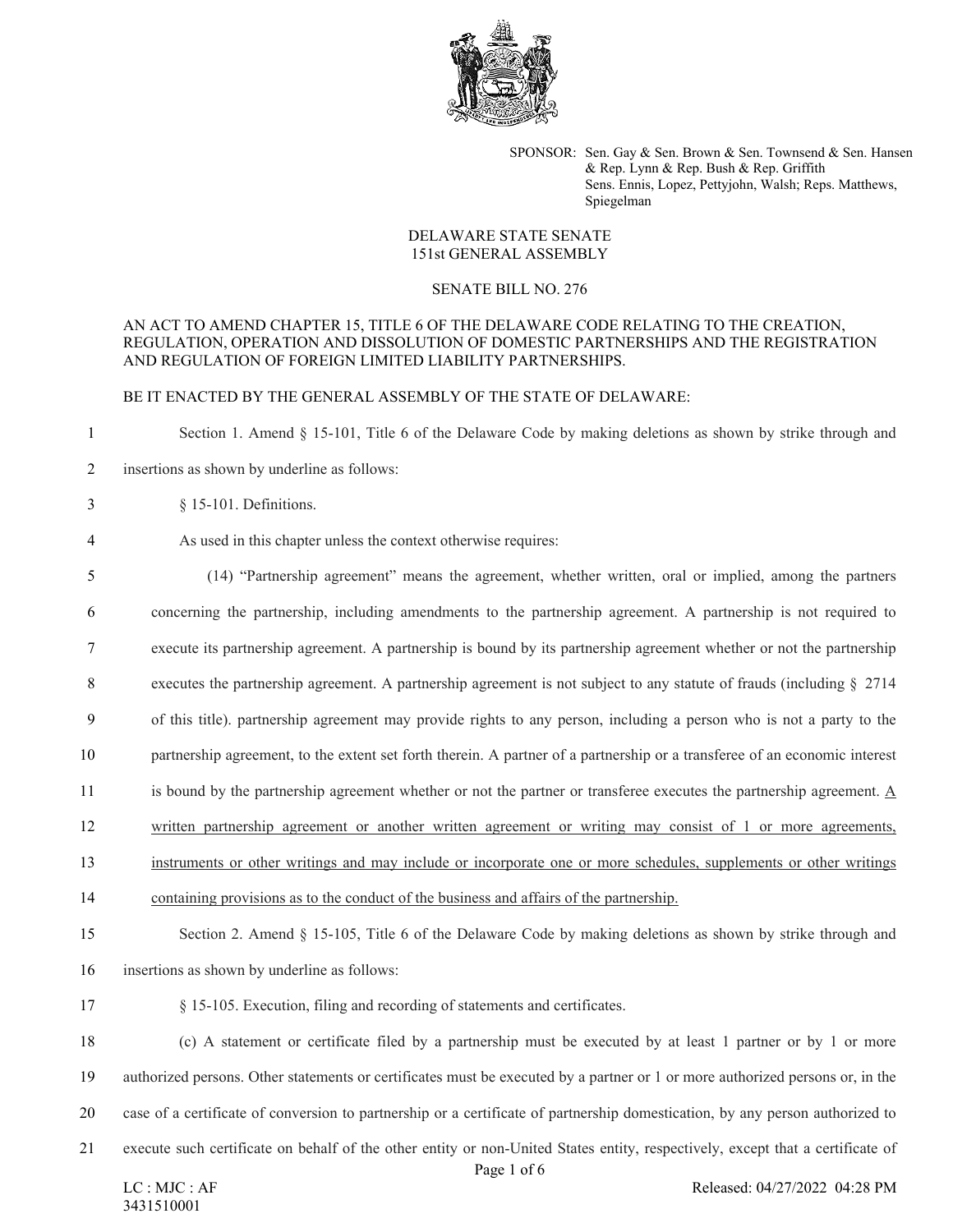SPONSOR: Sen. Gay & Sen. Brown & Sen. Townsend & Sen. Hansen & Rep. Lynn & Rep. Bush & Rep. Griffith
Sens. Ennis, Lopez, Pettyjohn, Walsh; Reps. Matthews, Spiegelman

DELAWARE STATE SENATE
151st GENERAL ASSEMBLY

SENATE BILL NO. 276

AN ACT TO AMEND CHAPTER 15, TITLE 6 OF THE DELAWARE CODE RELATING TO THE CREATION, REGULATION, OPERATION AND DISSOLUTION OF DOMESTIC PARTNERSHIPS AND THE REGISTRATION AND REGULATION OF FOREIGN LIMITED LIABILITY PARTNERSHIPS.

BE IT ENACTED BY THE GENERAL ASSEMBLY OF THE STATE OF DELAWARE:

1 Section 1. Amend § 15-101, Title 6 of the Delaware Code by making deletions as shown by strike through and
2 insertions as shown by underline as follows:

3 § 15-101. Definitions.

4 As used in this chapter unless the context otherwise requires:

5 (14) "Partnership agreement" means the agreement, whether written, oral or implied, among the partners
6 concerning the partnership, including amendments to the partnership agreement. A partnership is not required to
7 execute its partnership agreement. A partnership is bound by its partnership agreement whether or not the partnership
8 executes the partnership agreement. A partnership agreement is not subject to any statute of frauds (including § 2714
9 of this title). partnership agreement may provide rights to any person, including a person who is not a party to the
10 partnership agreement, to the extent set forth therein. A partner of a partnership or a transferee of an economic interest
11 is bound by the partnership agreement whether or not the partner or transferee executes the partnership agreement. <u>A</u>
12 <u>written partnership agreement or another written agreement or writing may consist of 1 or more agreements,</u>
13 <u>instruments or other writings and may include or incorporate one or more schedules, supplements or other writings</u>
14 <u>containing provisions as to the conduct of the business and affairs of the partnership.</u>

15 Section 2. Amend § 15-105, Title 6 of the Delaware Code by making deletions as shown by strike through and
16 insertions as shown by underline as follows:

17 § 15-105. Execution, filing and recording of statements and certificates.

18 (c) A statement or certificate filed by a partnership must be executed by at least 1 partner or by 1 or more
19 authorized persons. Other statements or certificates must be executed by a partner or 1 or more authorized persons or, in the
20 case of a certificate of conversion to partnership or a certificate of partnership domestication, by any person authorized to
21 execute such certificate on behalf of the other entity or non-United States entity, respectively, except that a certificate of

LC : MJC : AF
3431510001

Released: 04/27/2022 04:28 PM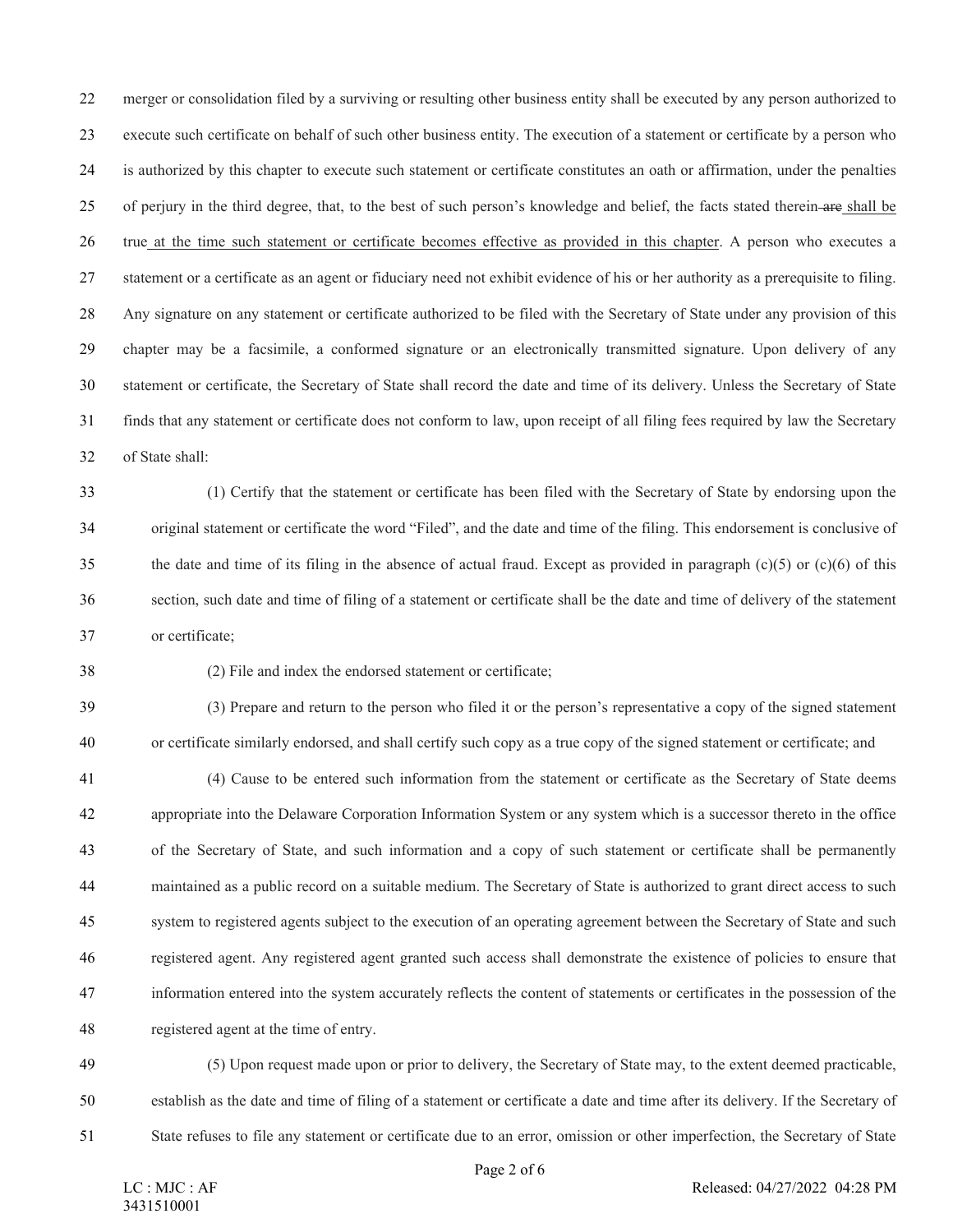merger or consolidation filed by a surviving or resulting other business entity shall be executed by any person authorized to execute such certificate on behalf of such other business entity. The execution of a statement or certificate by a person who is authorized by this chapter to execute such statement or certificate constitutes an oath or affirmation, under the penalties of perjury in the third degree, that, to the best of such person's knowledge and belief, the facts stated therein ~~are~~ shall be true at the time such statement or certificate becomes effective as provided in this chapter. A person who executes a statement or a certificate as an agent or fiduciary need not exhibit evidence of his or her authority as a prerequisite to filing. Any signature on any statement or certificate authorized to be filed with the Secretary of State under any provision of this chapter may be a facsimile, a conformed signature or an electronically transmitted signature. Upon delivery of any statement or certificate, the Secretary of State shall record the date and time of its delivery. Unless the Secretary of State finds that any statement or certificate does not conform to law, upon receipt of all filing fees required by law the Secretary of State shall:

(1) Certify that the statement or certificate has been filed with the Secretary of State by endorsing upon the original statement or certificate the word "Filed", and the date and time of the filing. This endorsement is conclusive of the date and time of its filing in the absence of actual fraud. Except as provided in paragraph (c)(5) or (c)(6) of this section, such date and time of filing of a statement or certificate shall be the date and time of delivery of the statement or certificate;

(2) File and index the endorsed statement or certificate;

(3) Prepare and return to the person who filed it or the person's representative a copy of the signed statement or certificate similarly endorsed, and shall certify such copy as a true copy of the signed statement or certificate; and

(4) Cause to be entered such information from the statement or certificate as the Secretary of State deems appropriate into the Delaware Corporation Information System or any system which is a successor thereto in the office of the Secretary of State, and such information and a copy of such statement or certificate shall be permanently maintained as a public record on a suitable medium. The Secretary of State is authorized to grant direct access to such system to registered agents subject to the execution of an operating agreement between the Secretary of State and such registered agent. Any registered agent granted such access shall demonstrate the existence of policies to ensure that information entered into the system accurately reflects the content of statements or certificates in the possession of the registered agent at the time of entry.

(5) Upon request made upon or prior to delivery, the Secretary of State may, to the extent deemed practicable, establish as the date and time of filing of a statement or certificate a date and time after its delivery. If the Secretary of State refuses to file any statement or certificate due to an error, omission or other imperfection, the Secretary of State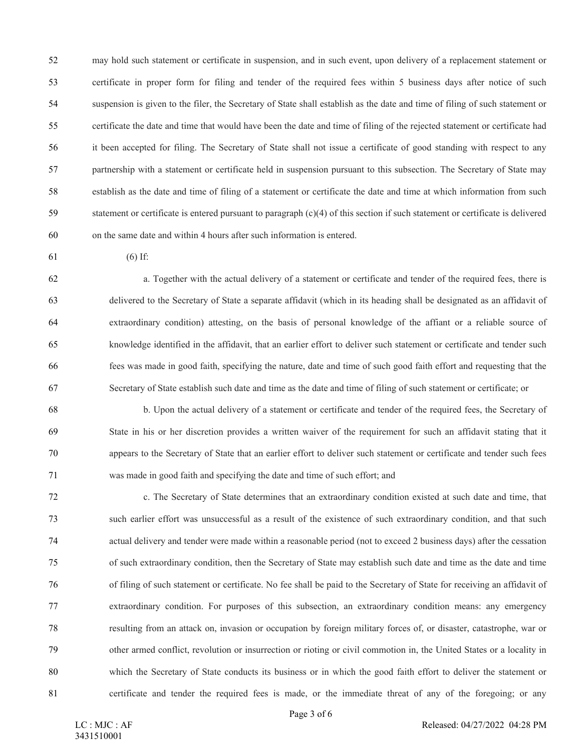may hold such statement or certificate in suspension, and in such event, upon delivery of a replacement statement or certificate in proper form for filing and tender of the required fees within 5 business days after notice of such suspension is given to the filer, the Secretary of State shall establish as the date and time of filing of such statement or certificate the date and time that would have been the date and time of filing of the rejected statement or certificate had it been accepted for filing. The Secretary of State shall not issue a certificate of good standing with respect to any partnership with a statement or certificate held in suspension pursuant to this subsection. The Secretary of State may establish as the date and time of filing of a statement or certificate the date and time at which information from such statement or certificate is entered pursuant to paragraph (c)(4) of this section if such statement or certificate is delivered on the same date and within 4 hours after such information is entered.

(6) If:

a. Together with the actual delivery of a statement or certificate and tender of the required fees, there is delivered to the Secretary of State a separate affidavit (which in its heading shall be designated as an affidavit of extraordinary condition) attesting, on the basis of personal knowledge of the affiant or a reliable source of knowledge identified in the affidavit, that an earlier effort to deliver such statement or certificate and tender such fees was made in good faith, specifying the nature, date and time of such good faith effort and requesting that the Secretary of State establish such date and time as the date and time of filing of such statement or certificate; or

b. Upon the actual delivery of a statement or certificate and tender of the required fees, the Secretary of State in his or her discretion provides a written waiver of the requirement for such an affidavit stating that it appears to the Secretary of State that an earlier effort to deliver such statement or certificate and tender such fees was made in good faith and specifying the date and time of such effort; and

c. The Secretary of State determines that an extraordinary condition existed at such date and time, that such earlier effort was unsuccessful as a result of the existence of such extraordinary condition, and that such actual delivery and tender were made within a reasonable period (not to exceed 2 business days) after the cessation of such extraordinary condition, then the Secretary of State may establish such date and time as the date and time of filing of such statement or certificate. No fee shall be paid to the Secretary of State for receiving an affidavit of extraordinary condition. For purposes of this subsection, an extraordinary condition means: any emergency resulting from an attack on, invasion or occupation by foreign military forces of, or disaster, catastrophe, war or other armed conflict, revolution or insurrection or rioting or civil commotion in, the United States or a locality in which the Secretary of State conducts its business or in which the good faith effort to deliver the statement or certificate and tender the required fees is made, or the immediate threat of any of the foregoing; or any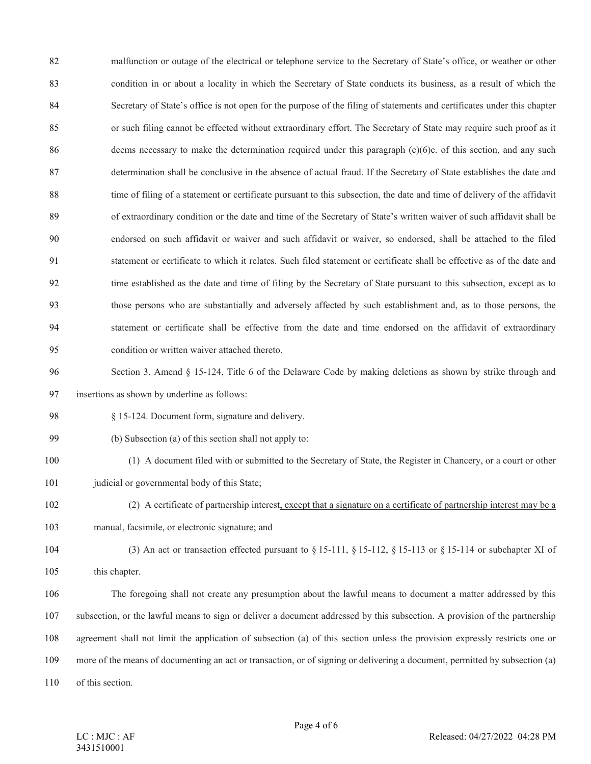malfunction or outage of the electrical or telephone service to the Secretary of State's office, or weather or other condition in or about a locality in which the Secretary of State conducts its business, as a result of which the Secretary of State's office is not open for the purpose of the filing of statements and certificates under this chapter or such filing cannot be effected without extraordinary effort. The Secretary of State may require such proof as it deems necessary to make the determination required under this paragraph (c)(6)c. of this section, and any such determination shall be conclusive in the absence of actual fraud. If the Secretary of State establishes the date and time of filing of a statement or certificate pursuant to this subsection, the date and time of delivery of the affidavit of extraordinary condition or the date and time of the Secretary of State's written waiver of such affidavit shall be endorsed on such affidavit or waiver and such affidavit or waiver, so endorsed, shall be attached to the filed statement or certificate to which it relates. Such filed statement or certificate shall be effective as of the date and time established as the date and time of filing by the Secretary of State pursuant to this subsection, except as to those persons who are substantially and adversely affected by such establishment and, as to those persons, the statement or certificate shall be effective from the date and time endorsed on the affidavit of extraordinary condition or written waiver attached thereto.

Section 3. Amend § 15-124, Title 6 of the Delaware Code by making deletions as shown by strike through and insertions as shown by underline as follows:

§ 15-124. Document form, signature and delivery.

(b) Subsection (a) of this section shall not apply to:

(1) A document filed with or submitted to the Secretary of State, the Register in Chancery, or a court or other judicial or governmental body of this State;

(2) A certificate of partnership interest<u>, except that a signature on a certificate of partnership interest may be a manual, facsimile, or electronic signature</u>; and

(3) An act or transaction effected pursuant to § 15-111, § 15-112, § 15-113 or § 15-114 or subchapter XI of this chapter.

The foregoing shall not create any presumption about the lawful means to document a matter addressed by this subsection, or the lawful means to sign or deliver a document addressed by this subsection. A provision of the partnership agreement shall not limit the application of subsection (a) of this section unless the provision expressly restricts one or more of the means of documenting an act or transaction, or of signing or delivering a document, permitted by subsection (a) of this section.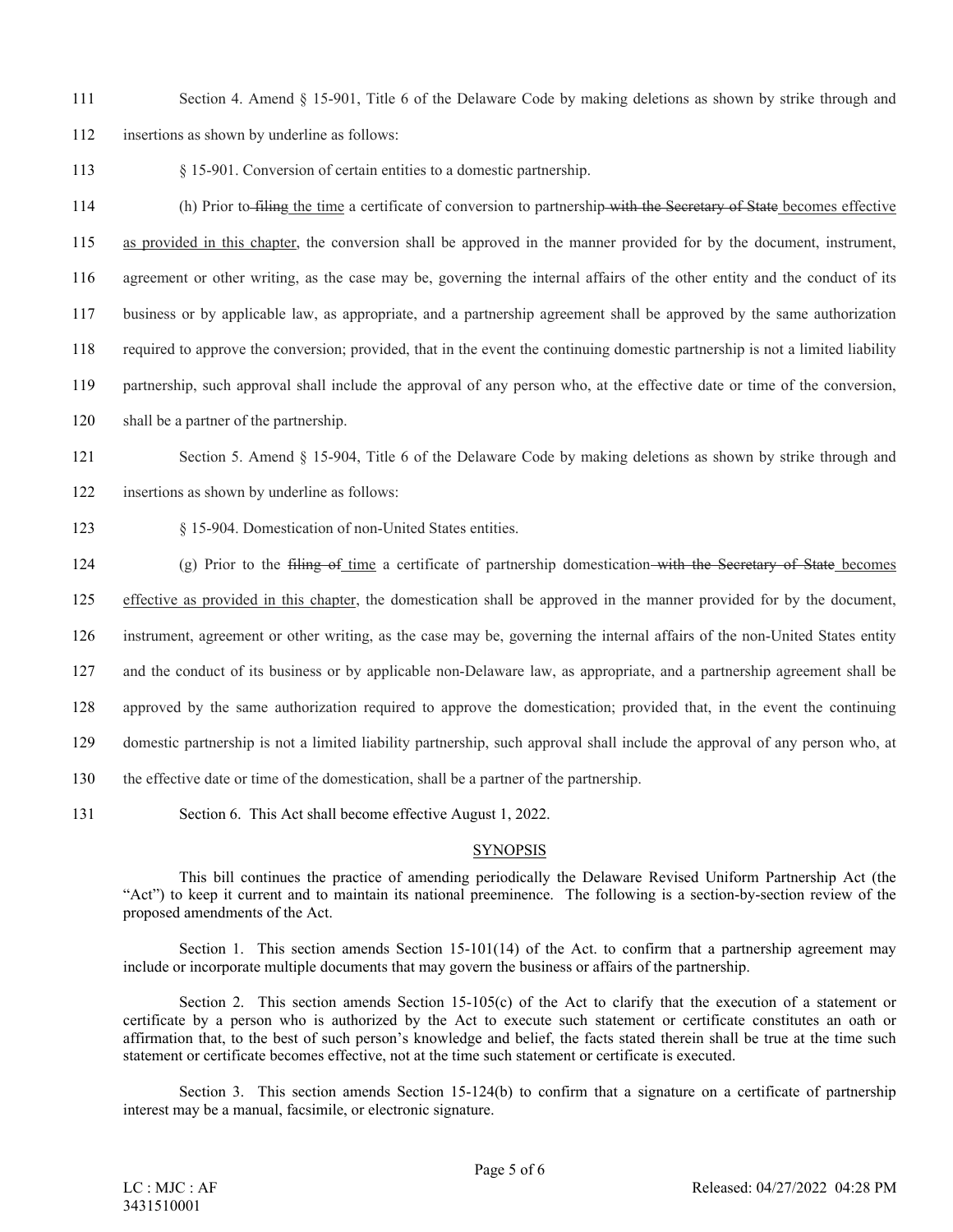Section 4. Amend § 15-901, Title 6 of the Delaware Code by making deletions as shown by strike through and insertions as shown by underline as follows:

§ 15-901. Conversion of certain entities to a domestic partnership.

(h) Prior to ~~filing~~ <u>the time</u> a certificate of conversion to partnership ~~with the Secretary of State~~ <u>becomes effective as provided in this chapter</u>, the conversion shall be approved in the manner provided for by the document, instrument, agreement or other writing, as the case may be, governing the internal affairs of the other entity and the conduct of its business or by applicable law, as appropriate, and a partnership agreement shall be approved by the same authorization required to approve the conversion; provided, that in the event the continuing domestic partnership is not a limited liability partnership, such approval shall include the approval of any person who, at the effective date or time of the conversion, shall be a partner of the partnership.

Section 5. Amend § 15-904, Title 6 of the Delaware Code by making deletions as shown by strike through and insertions as shown by underline as follows:

§ 15-904. Domestication of non-United States entities.

(g) Prior to the ~~filing of~~ <u>time</u> a certificate of partnership domestication ~~with the Secretary of State~~ <u>becomes effective as provided in this chapter</u>, the domestication shall be approved in the manner provided for by the document, instrument, agreement or other writing, as the case may be, governing the internal affairs of the non-United States entity and the conduct of its business or by applicable non-Delaware law, as appropriate, and a partnership agreement shall be approved by the same authorization required to approve the domestication; provided that, in the event the continuing domestic partnership is not a limited liability partnership, such approval shall include the approval of any person who, at the effective date or time of the domestication, shall be a partner of the partnership.

Section 6. This Act shall become effective August 1, 2022.

## SYNOPSIS

This bill continues the practice of amending periodically the Delaware Revised Uniform Partnership Act (the "Act") to keep it current and to maintain its national preeminence. The following is a section-by-section review of the proposed amendments of the Act.

Section 1. This section amends Section 15-101(14) of the Act. to confirm that a partnership agreement may include or incorporate multiple documents that may govern the business or affairs of the partnership.

Section 2. This section amends Section 15-105(c) of the Act to clarify that the execution of a statement or certificate by a person who is authorized by the Act to execute such statement or certificate constitutes an oath or affirmation that, to the best of such person's knowledge and belief, the facts stated therein shall be true at the time such statement or certificate becomes effective, not at the time such statement or certificate is executed.

Section 3. This section amends Section 15-124(b) to confirm that a signature on a certificate of partnership interest may be a manual, facsimile, or electronic signature.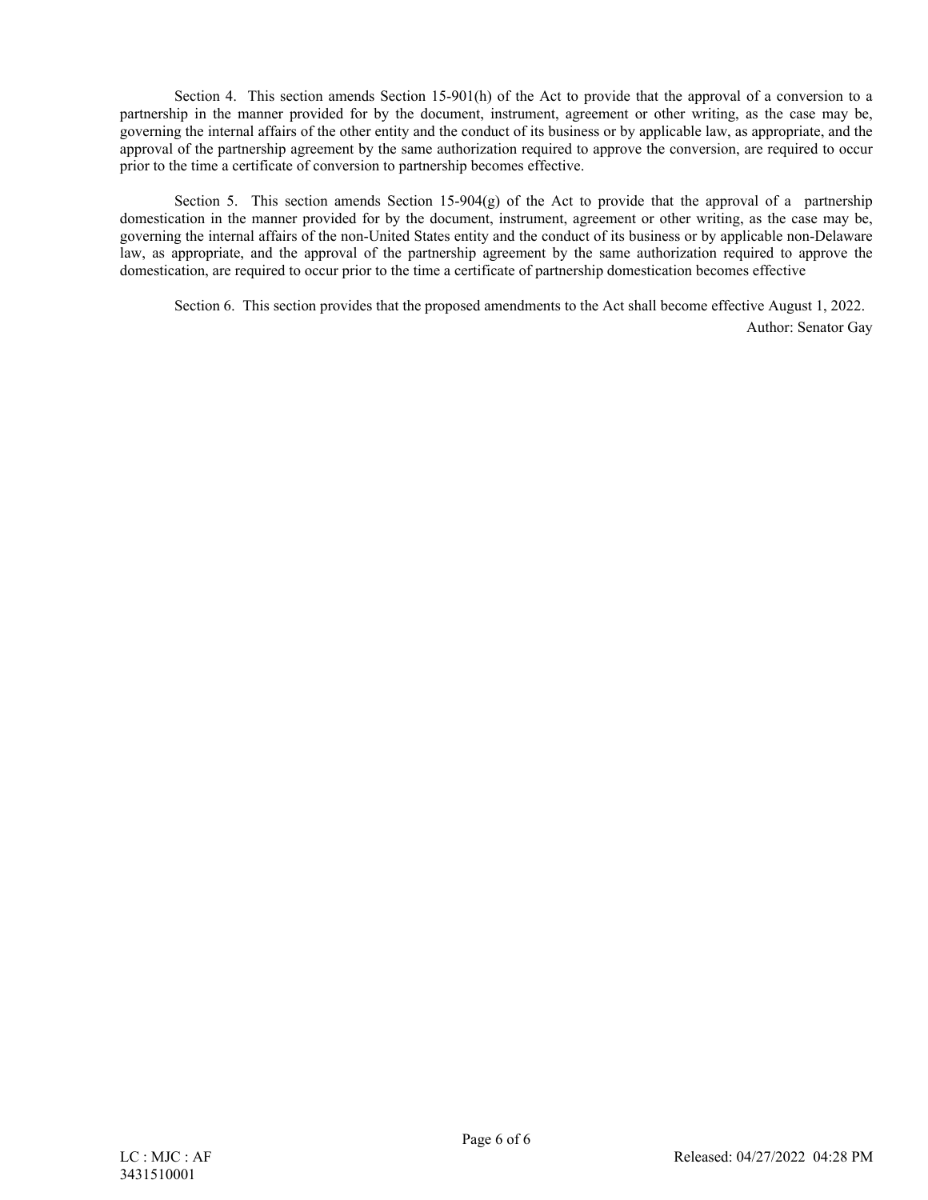Section 4. This section amends Section 15-901(h) of the Act to provide that the approval of a conversion to a partnership in the manner provided for by the document, instrument, agreement or other writing, as the case may be, governing the internal affairs of the other entity and the conduct of its business or by applicable law, as appropriate, and the approval of the partnership agreement by the same authorization required to approve the conversion, are required to occur prior to the time a certificate of conversion to partnership becomes effective.

Section 5. This section amends Section 15-904(g) of the Act to provide that the approval of a partnership domestication in the manner provided for by the document, instrument, agreement or other writing, as the case may be, governing the internal affairs of the non-United States entity and the conduct of its business or by applicable non-Delaware law, as appropriate, and the approval of the partnership agreement by the same authorization required to approve the domestication, are required to occur prior to the time a certificate of partnership domestication becomes effective

Section 6. This section provides that the proposed amendments to the Act shall become effective August 1, 2022.

Author: Senator Gay

LC : MJC : AF
3431510001

Released: 04/27/2022 04:28 PM